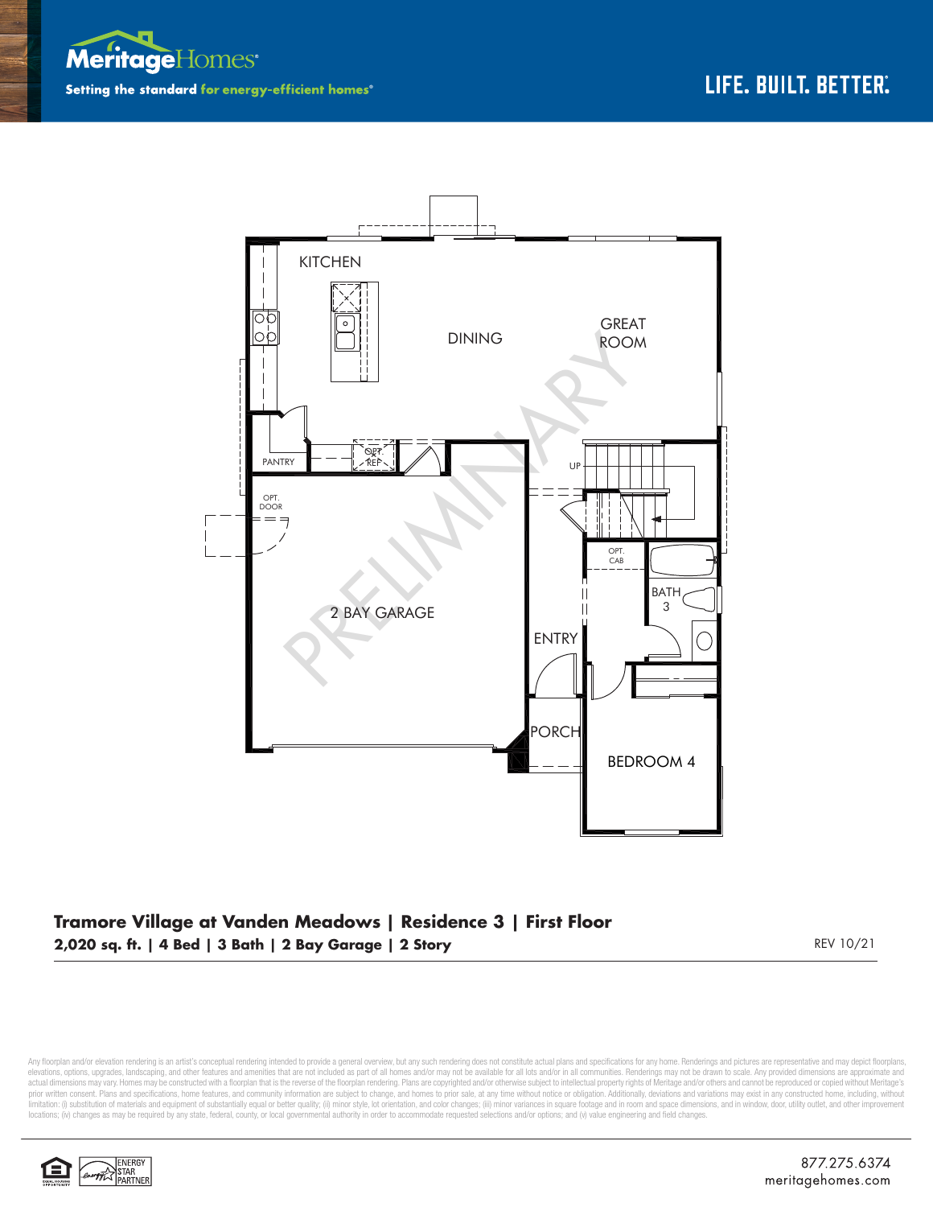Meritage Homes
Setting the standard for energy-efficient homes®

LIFE. BUILT. BETTER.

KITCHEN

DINING

GREAT ROOM

PANTRY

OPT. REF

UP

OPT. DOOR

OPT. CAB

BATH 3

2 BAY GARAGE

ENTRY

PORCH

BEDROOM 4

PRELIMINARY

## Tramore Village at Vanden Meadows | Residence 3 | First Floor

**2,020 sq. ft. | 4 Bed | 3 Bath | 2 Bay Garage | 2 Story**

REV 10/21

Any floorplan and/or elevation rendering is an artist's conceptual rendering intended to provide a general overview, but any such rendering does not constitute actual plans and specifications for any home. Renderings and pictures are representative and may depict floorplans, elevations, options, upgrades, landscaping, and other features and amenities that are not included as part of all homes and/or may not be available for all lots and/or in all communities. Renderings may not be drawn to scale. Any provided dimensions are approximate and actual dimensions may vary. Homes may be constructed with a floorplan that is the reverse of the floorplan rendering. Plans are copyrighted and/or otherwise subject to intellectual property rights of Meritage and/or others and cannot be reproduced or copied without Meritage's prior written consent. Plans and specifications, home features, and community information are subject to change, and homes to prior sale, at any time without notice or obligation. Additionally, deviations and variations may exist in any constructed home, including, without limitation: (i) substitution of materials and equipment of substantially equal or better quality; (ii) minor style, lot orientation, and color changes; (iii) minor variances in square footage and in room and space dimensions, and in window, door, utility outlet, and other improvement locations; (iv) changes as may be required by any state, federal, county, or local governmental authority in order to accommodate requested selections and/or options; and (v) value engineering and field changes.

ENERGY STAR PARTNER

877.275.6374
meritagehomes.com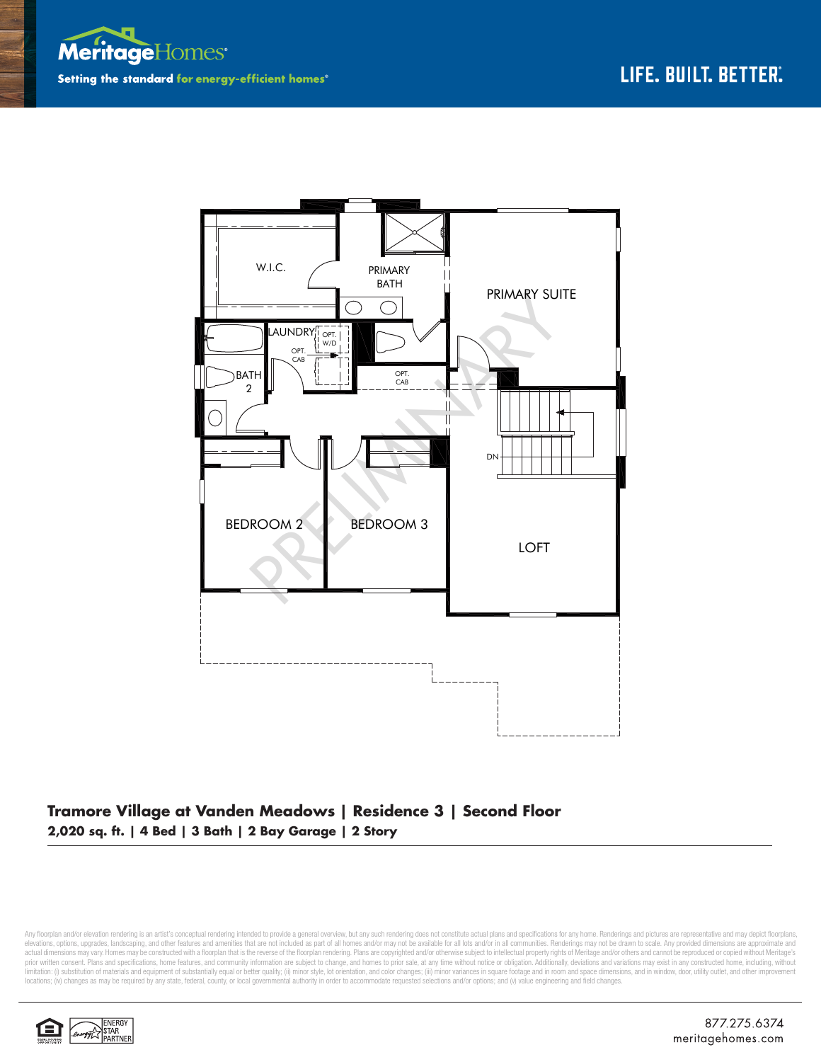Meritage Homes

Setting the standard for energy-efficient homes®

LIFE. BUILT. BETTER.

W.I.C.

PRIMARY BATH

PRIMARY SUITE

LAUNDRY

OPT. W/D

OPT. CAB

BATH 2

OPT. CAB

DN

BEDROOM 2

BEDROOM 3

LOFT

PRELIMINARY

## Tramore Village at Vanden Meadows | Residence 3 | Second Floor

**2,020 sq. ft. | 4 Bed | 3 Bath | 2 Bay Garage | 2 Story**

Any floorplan and/or elevation rendering is an artist's conceptual rendering intended to provide a general overview, but any such rendering does not constitute actual plans and specifications for any home. Renderings and pictures are representative and may depict floorplans, elevations, options, upgrades, landscaping, and other features and amenities that are not included as part of all homes and/or may not be available for all lots and/or in all communities. Renderings may not be drawn to scale. Any provided dimensions are approximate and actual dimensions may vary. Homes may be constructed with a floorplan that is the reverse of the floorplan rendering. Plans are copyrighted and/or otherwise subject to intellectual property rights of Meritage and/or others and cannot be reproduced or copied without Meritage's prior written consent. Plans and specifications, home features, and community information are subject to change, and homes to prior sale, at any time without notice or obligation. Additionally, deviations and variations may exist in any constructed home, including, without limitation: (i) substitution of materials and equipment of substantially equal or better quality; (ii) minor style, lot orientation, and color changes; (iii) minor variances in square footage and in room and space dimensions, and in window, door, utility outlet, and other improvement locations; (iv) changes as may be required by any state, federal, county, or local governmental authority in order to accommodate requested selections and/or options; and (v) value engineering and field changes.

ENERGY STAR PARTNER

877.275.6374
meritagehomes.com